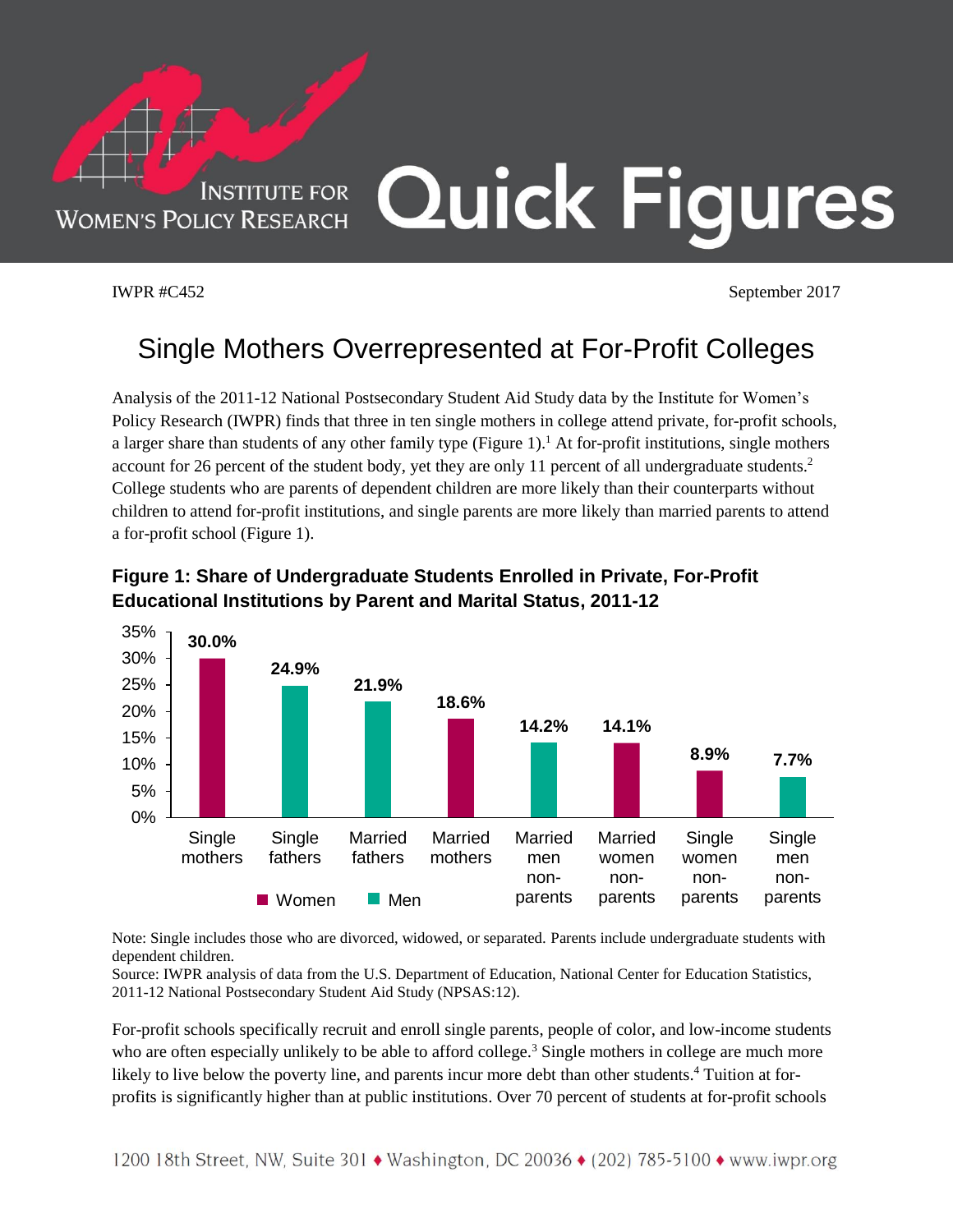# Quick Figures

IWPR #C452

September 2017

## Single Mothers Overrepresented at For-Profit Colleges

Analysis of the 2011-12 National Postsecondary Student Aid Study data by the Institute for Women's Policy Research (IWPR) finds that three in ten single mothers in college attend private, for-profit schools, a larger share than students of any other family type (Figure 1).[1] At for-profit institutions, single mothers account for 26 percent of the student body, yet they are only 11 percent of all undergraduate students.[2] College students who are parents of dependent children are more likely than their counterparts without children to attend for-profit institutions, and single parents are more likely than married parents to attend a for-profit school (Figure 1).

**Figure 1: Share of Undergraduate Students Enrolled in Private, For-Profit Educational Institutions by Parent and Marital Status, 2011-12**

| Group | Share |
| --- | --- |
| Single mothers | 30.0% |
| Single fathers | 24.9% |
| Married fathers | 21.9% |
| Married mothers | 18.6% |
| Married men non-parents | 14.2% |
| Married women non-parents | 14.1% |
| Single women non-parents | 8.9% |
| Single men non-parents | 7.7% |

Note: Single includes those who are divorced, widowed, or separated. Parents include undergraduate students with dependent children.

Source: IWPR analysis of data from the U.S. Department of Education, National Center for Education Statistics, 2011-12 National Postsecondary Student Aid Study (NPSAS:12).

For-profit schools specifically recruit and enroll single parents, people of color, and low-income students who are often especially unlikely to be able to afford college.[3] Single mothers in college are much more likely to live below the poverty line, and parents incur more debt than other students.[4] Tuition at for-profits is significantly higher than at public institutions. Over 70 percent of students at for-profit schools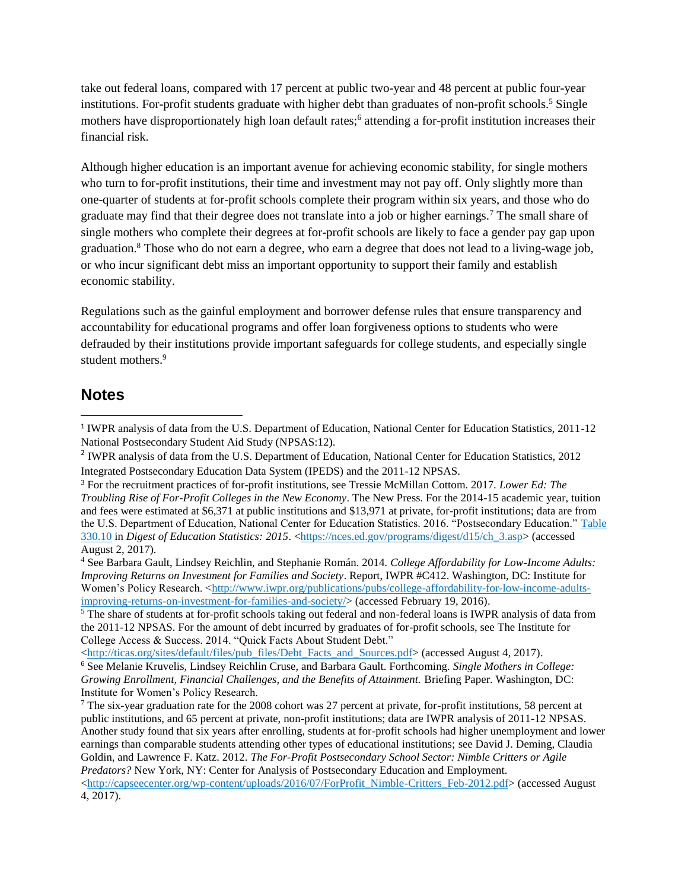take out federal loans, compared with 17 percent at public two-year and 48 percent at public four-year institutions. For-profit students graduate with higher debt than graduates of non-profit schools.[5] Single mothers have disproportionately high loan default rates;[6] attending a for-profit institution increases their financial risk.

Although higher education is an important avenue for achieving economic stability, for single mothers who turn to for-profit institutions, their time and investment may not pay off. Only slightly more than one-quarter of students at for-profit schools complete their program within six years, and those who do graduate may find that their degree does not translate into a job or higher earnings.[7] The small share of single mothers who complete their degrees at for-profit schools are likely to face a gender pay gap upon graduation.[8] Those who do not earn a degree, who earn a degree that does not lead to a living-wage job, or who incur significant debt miss an important opportunity to support their family and establish economic stability.

Regulations such as the gainful employment and borrower defense rules that ensure transparency and accountability for educational programs and offer loan forgiveness options to students who were defrauded by their institutions provide important safeguards for college students, and especially single student mothers.[9]

## Notes

[1] IWPR analysis of data from the U.S. Department of Education, National Center for Education Statistics, 2011-12 National Postsecondary Student Aid Study (NPSAS:12).

[2] IWPR analysis of data from the U.S. Department of Education, National Center for Education Statistics, 2012 Integrated Postsecondary Education Data System (IPEDS) and the 2011-12 NPSAS.

[3] For the recruitment practices of for-profit institutions, see Tressie McMillan Cottom. 2017. *Lower Ed: The Troubling Rise of For-Profit Colleges in the New Economy*. The New Press. For the 2014-15 academic year, tuition and fees were estimated at $6,371 at public institutions and $13,971 at private, for-profit institutions; data are from the U.S. Department of Education, National Center for Education Statistics. 2016. "Postsecondary Education." Table 330.10 in *Digest of Education Statistics: 2015*. <https://nces.ed.gov/programs/digest/d15/ch_3.asp> (accessed August 2, 2017).

[4] See Barbara Gault, Lindsey Reichlin, and Stephanie Román. 2014. *College Affordability for Low-Income Adults: Improving Returns on Investment for Families and Society*. Report, IWPR #C412. Washington, DC: Institute for Women's Policy Research. <http://www.iwpr.org/publications/pubs/college-affordability-for-low-income-adults-improving-returns-on-investment-for-families-and-society/> (accessed February 19, 2016).

[5] The share of students at for-profit schools taking out federal and non-federal loans is IWPR analysis of data from the 2011-12 NPSAS. For the amount of debt incurred by graduates of for-profit schools, see The Institute for College Access & Success. 2014. "Quick Facts About Student Debt." <http://ticas.org/sites/default/files/pub_files/Debt_Facts_and_Sources.pdf> (accessed August 4, 2017).

[6] See Melanie Kruvelis, Lindsey Reichlin Cruse, and Barbara Gault. Forthcoming. *Single Mothers in College: Growing Enrollment, Financial Challenges, and the Benefits of Attainment.* Briefing Paper. Washington, DC: Institute for Women's Policy Research.

[7] The six-year graduation rate for the 2008 cohort was 27 percent at private, for-profit institutions, 58 percent at public institutions, and 65 percent at private, non-profit institutions; data are IWPR analysis of 2011-12 NPSAS. Another study found that six years after enrolling, students at for-profit schools had higher unemployment and lower earnings than comparable students attending other types of educational institutions; see David J. Deming, Claudia Goldin, and Lawrence F. Katz. 2012. *The For-Profit Postsecondary School Sector: Nimble Critters or Agile Predators?* New York, NY: Center for Analysis of Postsecondary Education and Employment. <http://capseecenter.org/wp-content/uploads/2016/07/ForProfit_Nimble-Critters_Feb-2012.pdf> (accessed August 4, 2017).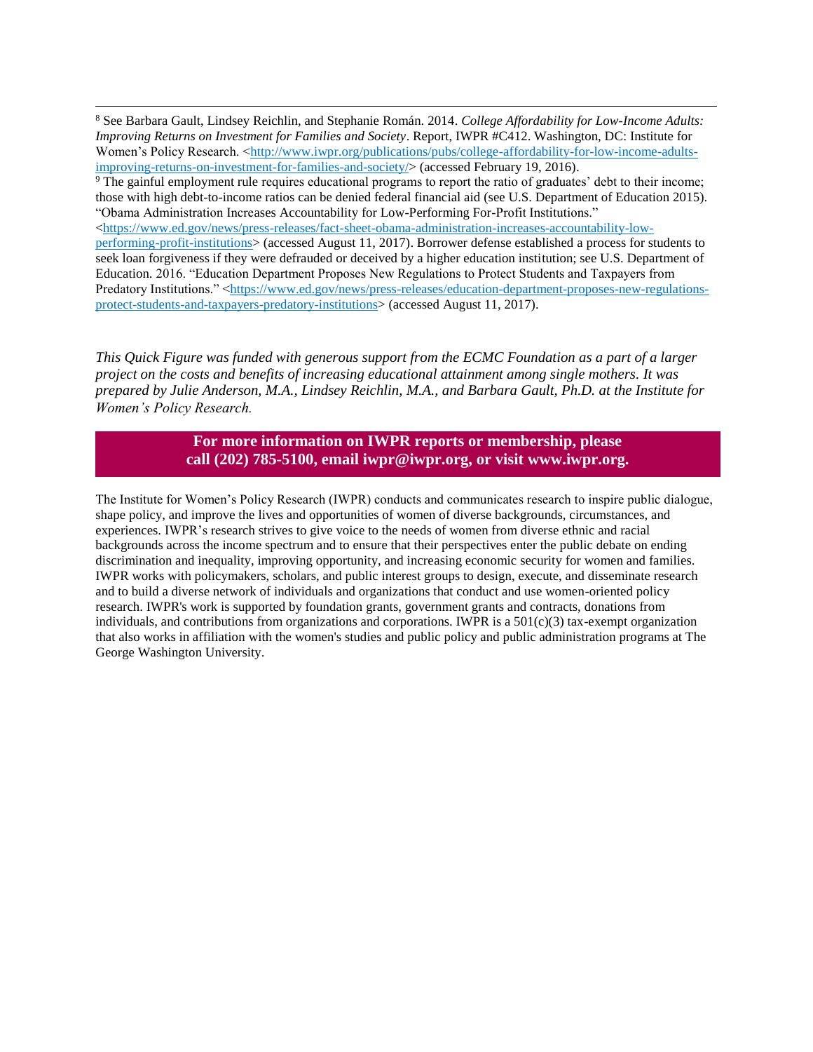[8] See Barbara Gault, Lindsey Reichlin, and Stephanie Román. 2014. *College Affordability for Low-Income Adults: Improving Returns on Investment for Families and Society*. Report, IWPR #C412. Washington, DC: Institute for Women's Policy Research. <http://www.iwpr.org/publications/pubs/college-affordability-for-low-income-adults-improving-returns-on-investment-for-families-and-society/> (accessed February 19, 2016).

[9] The gainful employment rule requires educational programs to report the ratio of graduates' debt to their income; those with high debt-to-income ratios can be denied federal financial aid (see U.S. Department of Education 2015). "Obama Administration Increases Accountability for Low-Performing For-Profit Institutions." <https://www.ed.gov/news/press-releases/fact-sheet-obama-administration-increases-accountability-low-performing-profit-institutions> (accessed August 11, 2017). Borrower defense established a process for students to seek loan forgiveness if they were defrauded or deceived by a higher education institution; see U.S. Department of Education. 2016. "Education Department Proposes New Regulations to Protect Students and Taxpayers from Predatory Institutions." <https://www.ed.gov/news/press-releases/education-department-proposes-new-regulations-protect-students-and-taxpayers-predatory-institutions> (accessed August 11, 2017).

*This Quick Figure was funded with generous support from the ECMC Foundation as a part of a larger project on the costs and benefits of increasing educational attainment among single mothers. It was prepared by Julie Anderson, M.A., Lindsey Reichlin, M.A., and Barbara Gault, Ph.D. at the Institute for Women's Policy Research.*

**For more information on IWPR reports or membership, please call (202) 785-5100, email iwpr@iwpr.org, or visit www.iwpr.org.**

The Institute for Women's Policy Research (IWPR) conducts and communicates research to inspire public dialogue, shape policy, and improve the lives and opportunities of women of diverse backgrounds, circumstances, and experiences. IWPR's research strives to give voice to the needs of women from diverse ethnic and racial backgrounds across the income spectrum and to ensure that their perspectives enter the public debate on ending discrimination and inequality, improving opportunity, and increasing economic security for women and families. IWPR works with policymakers, scholars, and public interest groups to design, execute, and disseminate research and to build a diverse network of individuals and organizations that conduct and use women-oriented policy research. IWPR's work is supported by foundation grants, government grants and contracts, donations from individuals, and contributions from organizations and corporations. IWPR is a 501(c)(3) tax-exempt organization that also works in affiliation with the women's studies and public policy and public administration programs at The George Washington University.